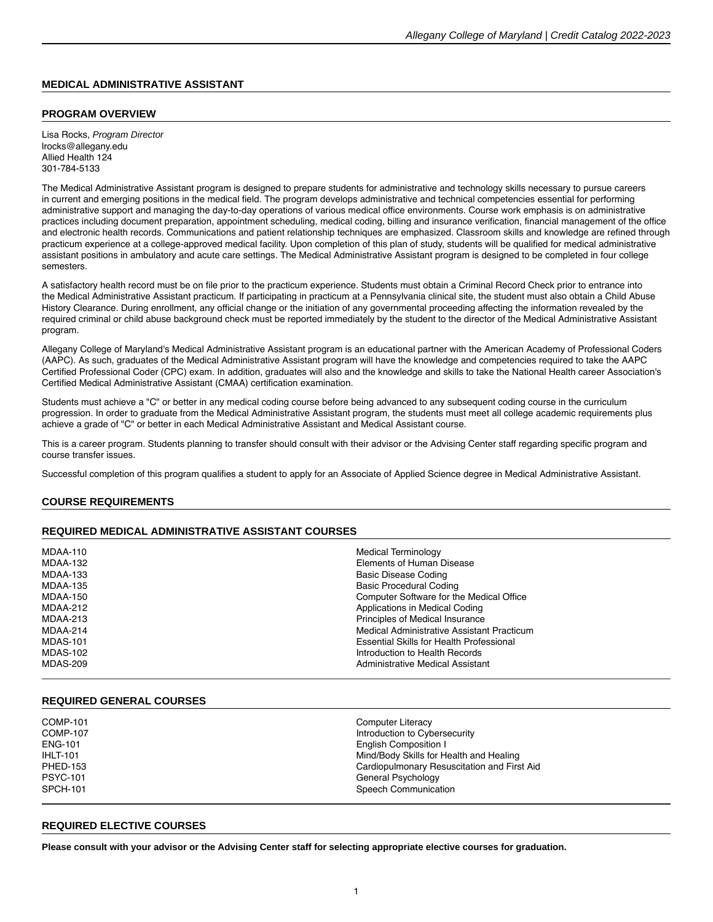## MEDICAL ADMINISTRATIVE ASSISTANT

### PROGRAM OVERVIEW

Lisa Rocks, *Program Director*
lrocks@allegany.edu
Allied Health 124
301-784-5133

The Medical Administrative Assistant program is designed to prepare students for administrative and technology skills necessary to pursue careers in current and emerging positions in the medical field. The program develops administrative and technical competencies essential for performing administrative support and managing the day-to-day operations of various medical office environments. Course work emphasis is on administrative practices including document preparation, appointment scheduling, medical coding, billing and insurance verification, financial management of the office and electronic health records. Communications and patient relationship techniques are emphasized. Classroom skills and knowledge are refined through practicum experience at a college-approved medical facility. Upon completion of this plan of study, students will be qualified for medical administrative assistant positions in ambulatory and acute care settings. The Medical Administrative Assistant program is designed to be completed in four college semesters.

A satisfactory health record must be on file prior to the practicum experience. Students must obtain a Criminal Record Check prior to entrance into the Medical Administrative Assistant practicum. If participating in practicum at a Pennsylvania clinical site, the student must also obtain a Child Abuse History Clearance. During enrollment, any official change or the initiation of any governmental proceeding affecting the information revealed by the required criminal or child abuse background check must be reported immediately by the student to the director of the Medical Administrative Assistant program.

Allegany College of Maryland's Medical Administrative Assistant program is an educational partner with the American Academy of Professional Coders (AAPC). As such, graduates of the Medical Administrative Assistant program will have the knowledge and competencies required to take the AAPC Certified Professional Coder (CPC) exam. In addition, graduates will also and the knowledge and skills to take the National Health career Association's Certified Medical Administrative Assistant (CMAA) certification examination.

Students must achieve a "C" or better in any medical coding course before being advanced to any subsequent coding course in the curriculum progression. In order to graduate from the Medical Administrative Assistant program, the students must meet all college academic requirements plus achieve a grade of "C" or better in each Medical Administrative Assistant and Medical Assistant course.

This is a career program. Students planning to transfer should consult with their advisor or the Advising Center staff regarding specific program and course transfer issues.

Successful completion of this program qualifies a student to apply for an Associate of Applied Science degree in Medical Administrative Assistant.

### COURSE REQUIREMENTS

### REQUIRED MEDICAL ADMINISTRATIVE ASSISTANT COURSES

| | |
|---|---|
| MDAA-110 | Medical Terminology |
| MDAA-132 | Elements of Human Disease |
| MDAA-133 | Basic Disease Coding |
| MDAA-135 | Basic Procedural Coding |
| MDAA-150 | Computer Software for the Medical Office |
| MDAA-212 | Applications in Medical Coding |
| MDAA-213 | Principles of Medical Insurance |
| MDAA-214 | Medical Administrative Assistant Practicum |
| MDAS-101 | Essential Skills for Health Professional |
| MDAS-102 | Introduction to Health Records |
| MDAS-209 | Administrative Medical Assistant |

### REQUIRED GENERAL COURSES

| | |
|---|---|
| COMP-101 | Computer Literacy |
| COMP-107 | Introduction to Cybersecurity |
| ENG-101 | English Composition I |
| IHLT-101 | Mind/Body Skills for Health and Healing |
| PHED-153 | Cardiopulmonary Resuscitation and First Aid |
| PSYC-101 | General Psychology |
| SPCH-101 | Speech Communication |

### REQUIRED ELECTIVE COURSES

**Please consult with your advisor or the Advising Center staff for selecting appropriate elective courses for graduation.**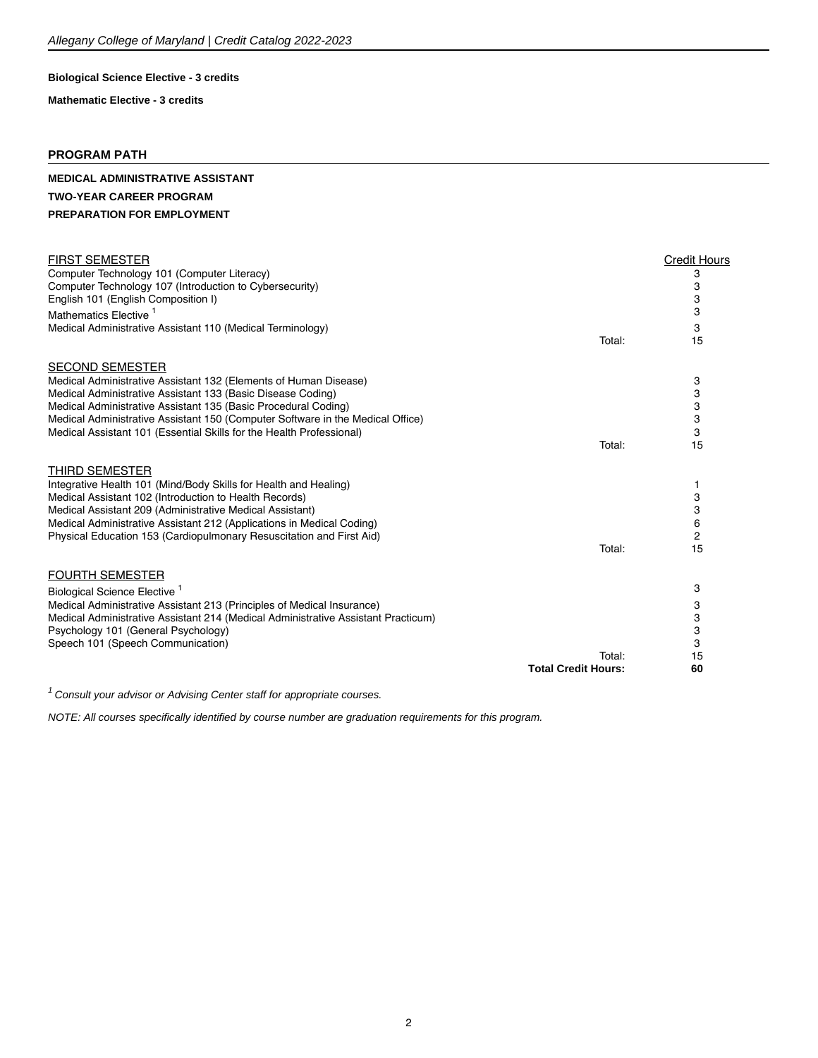**Biological Science Elective - 3 credits**

**Mathematic Elective - 3 credits**

## PROGRAM PATH

**MEDICAL ADMINISTRATIVE ASSISTANT**

**TWO-YEAR CAREER PROGRAM**

**PREPARATION FOR EMPLOYMENT**

| FIRST SEMESTER | | Credit Hours |
|---|---|---|
| Computer Technology 101 (Computer Literacy) | | 3 |
| Computer Technology 107 (Introduction to Cybersecurity) | | 3 |
| English 101 (English Composition I) | | 3 |
| Mathematics Elective [1] | | 3 |
| Medical Administrative Assistant 110 (Medical Terminology) | | 3 |
| | Total: | 15 |
| **SECOND SEMESTER** | | |
| Medical Administrative Assistant 132 (Elements of Human Disease) | | 3 |
| Medical Administrative Assistant 133 (Basic Disease Coding) | | 3 |
| Medical Administrative Assistant 135 (Basic Procedural Coding) | | 3 |
| Medical Administrative Assistant 150 (Computer Software in the Medical Office) | | 3 |
| Medical Assistant 101 (Essential Skills for the Health Professional) | | 3 |
| | Total: | 15 |
| **THIRD SEMESTER** | | |
| Integrative Health 101 (Mind/Body Skills for Health and Healing) | | 1 |
| Medical Assistant 102 (Introduction to Health Records) | | 3 |
| Medical Assistant 209 (Administrative Medical Assistant) | | 3 |
| Medical Administrative Assistant 212 (Applications in Medical Coding) | | 6 |
| Physical Education 153 (Cardiopulmonary Resuscitation and First Aid) | | 2 |
| | Total: | 15 |
| **FOURTH SEMESTER** | | |
| Biological Science Elective [1] | | 3 |
| Medical Administrative Assistant 213 (Principles of Medical Insurance) | | 3 |
| Medical Administrative Assistant 214 (Medical Administrative Assistant Practicum) | | 3 |
| Psychology 101 (General Psychology) | | 3 |
| Speech 101 (Speech Communication) | | 3 |
| | Total: | 15 |
| | **Total Credit Hours:** | **60** |

*[1] Consult your advisor or Advising Center staff for appropriate courses.*

*NOTE: All courses specifically identified by course number are graduation requirements for this program.*